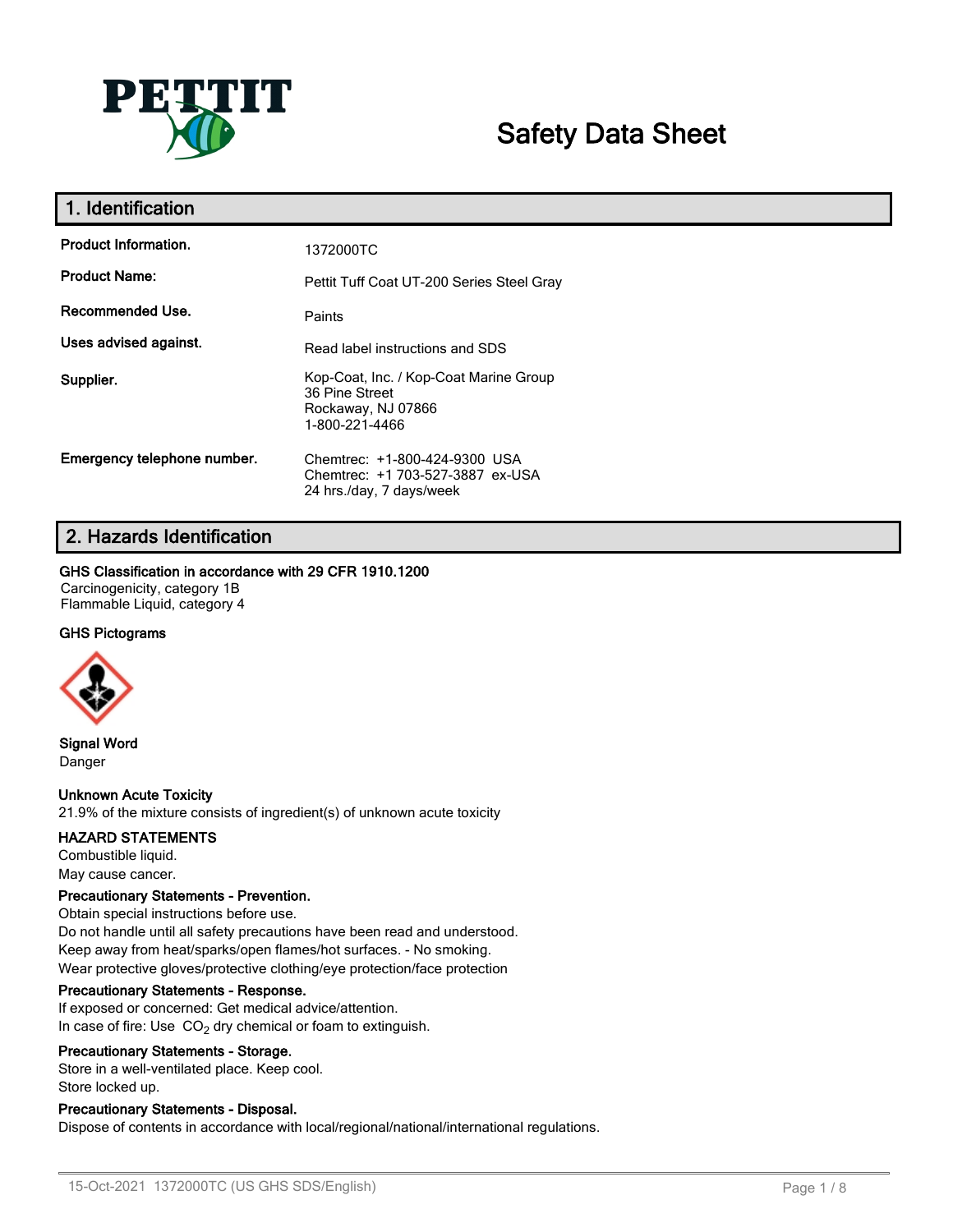PETTIT

# Safety Data Sheet

## 1. Identification

| | |
|---|---|
| **Product Information.** | 1372000TC |
| **Product Name:** | Pettit Tuff Coat UT-200 Series Steel Gray |
| **Recommended Use.** | Paints |
| **Uses advised against.** | Read label instructions and SDS |
| **Supplier.** | Kop-Coat, Inc. / Kop-Coat Marine Group<br>36 Pine Street<br>Rockaway, NJ 07866<br>1-800-221-4466 |
| **Emergency telephone number.** | Chemtrec: +1-800-424-9300 USA<br>Chemtrec: +1 703-527-3887 ex-USA<br>24 hrs./day, 7 days/week |

## 2. Hazards Identification

**GHS Classification in accordance with 29 CFR 1910.1200**

Carcinogenicity, category 1B
Flammable Liquid, category 4

**GHS Pictograms**

**Signal Word**

Danger

**Unknown Acute Toxicity**

21.9% of the mixture consists of ingredient(s) of unknown acute toxicity

**HAZARD STATEMENTS**

Combustible liquid.
May cause cancer.

**Precautionary Statements - Prevention.**

Obtain special instructions before use.
Do not handle until all safety precautions have been read and understood.
Keep away from heat/sparks/open flames/hot surfaces. - No smoking.
Wear protective gloves/protective clothing/eye protection/face protection

**Precautionary Statements - Response.**

If exposed or concerned: Get medical advice/attention.
In case of fire: Use $CO_2$ dry chemical or foam to extinguish.

**Precautionary Statements - Storage.**

Store in a well-ventilated place. Keep cool.
Store locked up.

**Precautionary Statements - Disposal.**

Dispose of contents in accordance with local/regional/national/international regulations.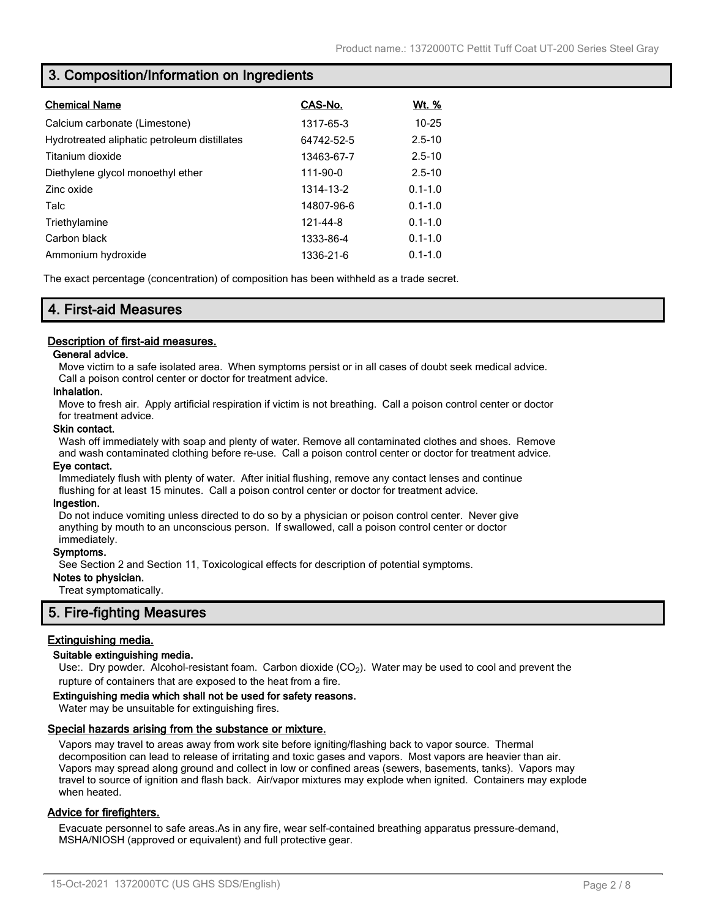## 3. Composition/Information on Ingredients

| Chemical Name | CAS-No. | Wt. % |
|---|---|---|
| Calcium carbonate (Limestone) | 1317-65-3 | 10-25 |
| Hydrotreated aliphatic petroleum distillates | 64742-52-5 | 2.5-10 |
| Titanium dioxide | 13463-67-7 | 2.5-10 |
| Diethylene glycol monoethyl ether | 111-90-0 | 2.5-10 |
| Zinc oxide | 1314-13-2 | 0.1-1.0 |
| Talc | 14807-96-6 | 0.1-1.0 |
| Triethylamine | 121-44-8 | 0.1-1.0 |
| Carbon black | 1333-86-4 | 0.1-1.0 |
| Ammonium hydroxide | 1336-21-6 | 0.1-1.0 |

The exact percentage (concentration) of composition has been withheld as a trade secret.

## 4. First-aid Measures

### Description of first-aid measures.

**General advice.**

Move victim to a safe isolated area. When symptoms persist or in all cases of doubt seek medical advice. Call a poison control center or doctor for treatment advice.

**Inhalation.**

Move to fresh air. Apply artificial respiration if victim is not breathing. Call a poison control center or doctor for treatment advice.

**Skin contact.**

Wash off immediately with soap and plenty of water. Remove all contaminated clothes and shoes. Remove and wash contaminated clothing before re-use. Call a poison control center or doctor for treatment advice.

**Eye contact.**

Immediately flush with plenty of water. After initial flushing, remove any contact lenses and continue flushing for at least 15 minutes. Call a poison control center or doctor for treatment advice.

**Ingestion.**

Do not induce vomiting unless directed to do so by a physician or poison control center. Never give anything by mouth to an unconscious person. If swallowed, call a poison control center or doctor immediately.

**Symptoms.**

See Section 2 and Section 11, Toxicological effects for description of potential symptoms.

**Notes to physician.**

Treat symptomatically.

## 5. Fire-fighting Measures

### Extinguishing media.

**Suitable extinguishing media.**

Use:. Dry powder. Alcohol-resistant foam. Carbon dioxide ($CO_2$). Water may be used to cool and prevent the rupture of containers that are exposed to the heat from a fire.

**Extinguishing media which shall not be used for safety reasons.**

Water may be unsuitable for extinguishing fires.

### Special hazards arising from the substance or mixture.

Vapors may travel to areas away from work site before igniting/flashing back to vapor source. Thermal decomposition can lead to release of irritating and toxic gases and vapors. Most vapors are heavier than air. Vapors may spread along ground and collect in low or confined areas (sewers, basements, tanks). Vapors may travel to source of ignition and flash back. Air/vapor mixtures may explode when ignited. Containers may explode when heated.

### Advice for firefighters.

Evacuate personnel to safe areas.As in any fire, wear self-contained breathing apparatus pressure-demand, MSHA/NIOSH (approved or equivalent) and full protective gear.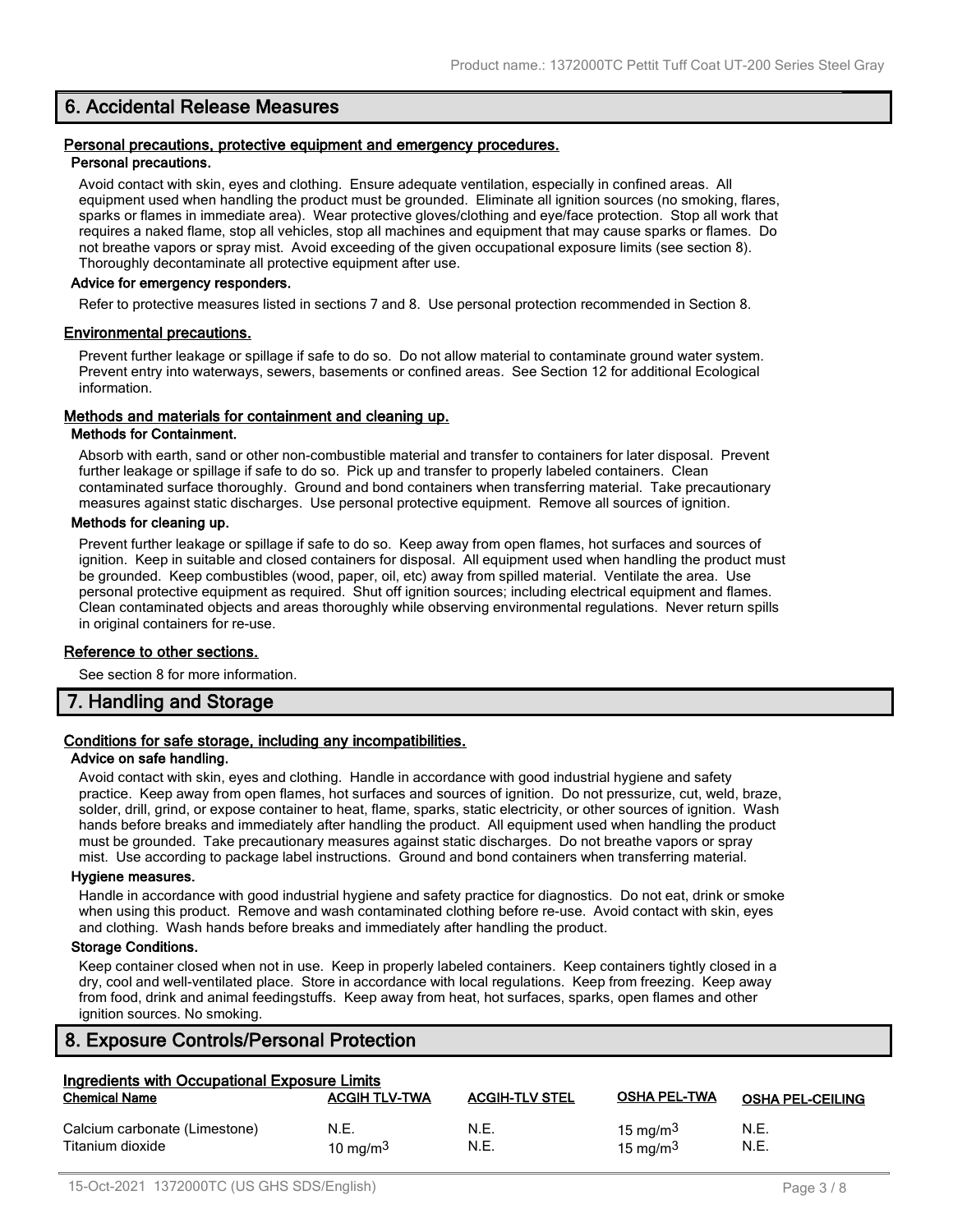## 6. Accidental Release Measures

### Personal precautions, protective equipment and emergency procedures.

**Personal precautions.**

Avoid contact with skin, eyes and clothing. Ensure adequate ventilation, especially in confined areas. All equipment used when handling the product must be grounded. Eliminate all ignition sources (no smoking, flares, sparks or flames in immediate area). Wear protective gloves/clothing and eye/face protection. Stop all work that requires a naked flame, stop all vehicles, stop all machines and equipment that may cause sparks or flames. Do not breathe vapors or spray mist. Avoid exceeding of the given occupational exposure limits (see section 8). Thoroughly decontaminate all protective equipment after use.

**Advice for emergency responders.**

Refer to protective measures listed in sections 7 and 8. Use personal protection recommended in Section 8.

### Environmental precautions.

Prevent further leakage or spillage if safe to do so. Do not allow material to contaminate ground water system. Prevent entry into waterways, sewers, basements or confined areas. See Section 12 for additional Ecological information.

### Methods and materials for containment and cleaning up.

**Methods for Containment.**

Absorb with earth, sand or other non-combustible material and transfer to containers for later disposal. Prevent further leakage or spillage if safe to do so. Pick up and transfer to properly labeled containers. Clean contaminated surface thoroughly. Ground and bond containers when transferring material. Take precautionary measures against static discharges. Use personal protective equipment. Remove all sources of ignition.

**Methods for cleaning up.**

Prevent further leakage or spillage if safe to do so. Keep away from open flames, hot surfaces and sources of ignition. Keep in suitable and closed containers for disposal. All equipment used when handling the product must be grounded. Keep combustibles (wood, paper, oil, etc) away from spilled material. Ventilate the area. Use personal protective equipment as required. Shut off ignition sources; including electrical equipment and flames. Clean contaminated objects and areas thoroughly while observing environmental regulations. Never return spills in original containers for re-use.

### Reference to other sections.

See section 8 for more information.

## 7. Handling and Storage

### Conditions for safe storage, including any incompatibilities.

**Advice on safe handling.**

Avoid contact with skin, eyes and clothing. Handle in accordance with good industrial hygiene and safety practice. Keep away from open flames, hot surfaces and sources of ignition. Do not pressurize, cut, weld, braze, solder, drill, grind, or expose container to heat, flame, sparks, static electricity, or other sources of ignition. Wash hands before breaks and immediately after handling the product. All equipment used when handling the product must be grounded. Take precautionary measures against static discharges. Do not breathe vapors or spray mist. Use according to package label instructions. Ground and bond containers when transferring material.

**Hygiene measures.**

Handle in accordance with good industrial hygiene and safety practice for diagnostics. Do not eat, drink or smoke when using this product. Remove and wash contaminated clothing before re-use. Avoid contact with skin, eyes and clothing. Wash hands before breaks and immediately after handling the product.

**Storage Conditions.**

Keep container closed when not in use. Keep in properly labeled containers. Keep containers tightly closed in a dry, cool and well-ventilated place. Store in accordance with local regulations. Keep from freezing. Keep away from food, drink and animal feedingstuffs. Keep away from heat, hot surfaces, sparks, open flames and other ignition sources. No smoking.

## 8. Exposure Controls/Personal Protection

### Ingredients with Occupational Exposure Limits

| Chemical Name | ACGIH TLV-TWA | ACGIH-TLV STEL | OSHA PEL-TWA | OSHA PEL-CEILING |
|---|---|---|---|---|
| Calcium carbonate (Limestone) | N.E. | N.E. | 15 mg/m$^3$ | N.E. |
| Titanium dioxide | 10 mg/m$^3$ | N.E. | 15 mg/m$^3$ | N.E. |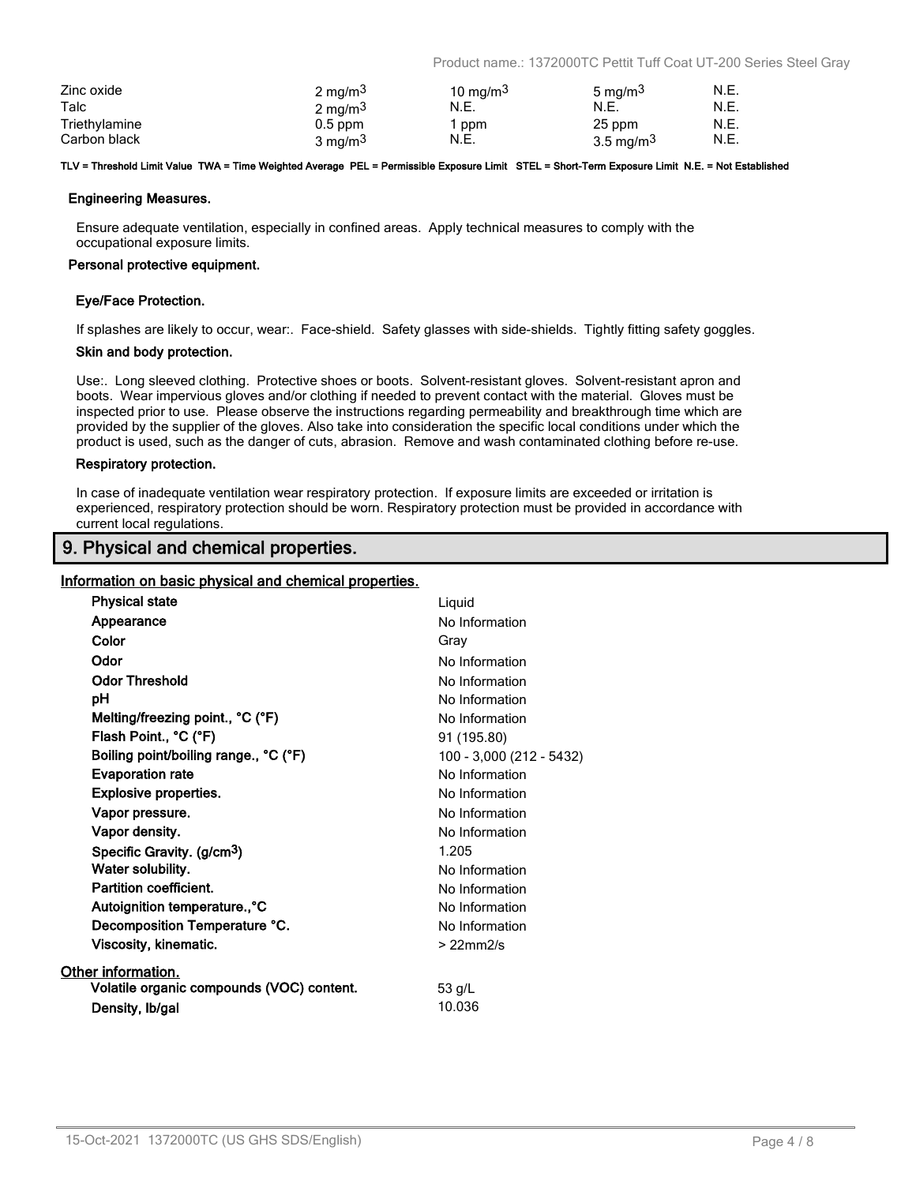| | | | | |
|---|---|---|---|---|
| Zinc oxide | 2 mg/m$^3$ | 10 mg/m$^3$ | 5 mg/m$^3$ | N.E. |
| Talc | 2 mg/m$^3$ | N.E. | N.E. | N.E. |
| Triethylamine | 0.5 ppm | 1 ppm | 25 ppm | N.E. |
| Carbon black | 3 mg/m$^3$ | N.E. | 3.5 mg/m$^3$ | N.E. |

**TLV = Threshold Limit Value TWA = Time Weighted Average PEL = Permissible Exposure Limit STEL = Short-Term Exposure Limit N.E. = Not Established**

**Engineering Measures.**

Ensure adequate ventilation, especially in confined areas. Apply technical measures to comply with the occupational exposure limits.

**Personal protective equipment.**

**Eye/Face Protection.**

If splashes are likely to occur, wear:. Face-shield. Safety glasses with side-shields. Tightly fitting safety goggles.

**Skin and body protection.**

Use:. Long sleeved clothing. Protective shoes or boots. Solvent-resistant gloves. Solvent-resistant apron and boots. Wear impervious gloves and/or clothing if needed to prevent contact with the material. Gloves must be inspected prior to use. Please observe the instructions regarding permeability and breakthrough time which are provided by the supplier of the gloves. Also take into consideration the specific local conditions under which the product is used, such as the danger of cuts, abrasion. Remove and wash contaminated clothing before re-use.

**Respiratory protection.**

In case of inadequate ventilation wear respiratory protection. If exposure limits are exceeded or irritation is experienced, respiratory protection should be worn. Respiratory protection must be provided in accordance with current local regulations.

## 9. Physical and chemical properties.

**Information on basic physical and chemical properties.**

| | |
|---|---|
| **Physical state** | Liquid |
| **Appearance** | No Information |
| **Color** | Gray |
| **Odor** | No Information |
| **Odor Threshold** | No Information |
| **pH** | No Information |
| **Melting/freezing point., °C (°F)** | No Information |
| **Flash Point., °C (°F)** | 91 (195.80) |
| **Boiling point/boiling range., °C (°F)** | 100 - 3,000 (212 - 5432) |
| **Evaporation rate** | No Information |
| **Explosive properties.** | No Information |
| **Vapor pressure.** | No Information |
| **Vapor density.** | No Information |
| **Specific Gravity. (g/cm$^3$)** | 1.205 |
| **Water solubility.** | No Information |
| **Partition coefficient.** | No Information |
| **Autoignition temperature.,°C** | No Information |
| **Decomposition Temperature °C.** | No Information |
| **Viscosity, kinematic.** | > 22mm2/s |

**Other information.**

| | |
|---|---|
| **Volatile organic compounds (VOC) content.** | 53 g/L |
| **Density, lb/gal** | 10.036 |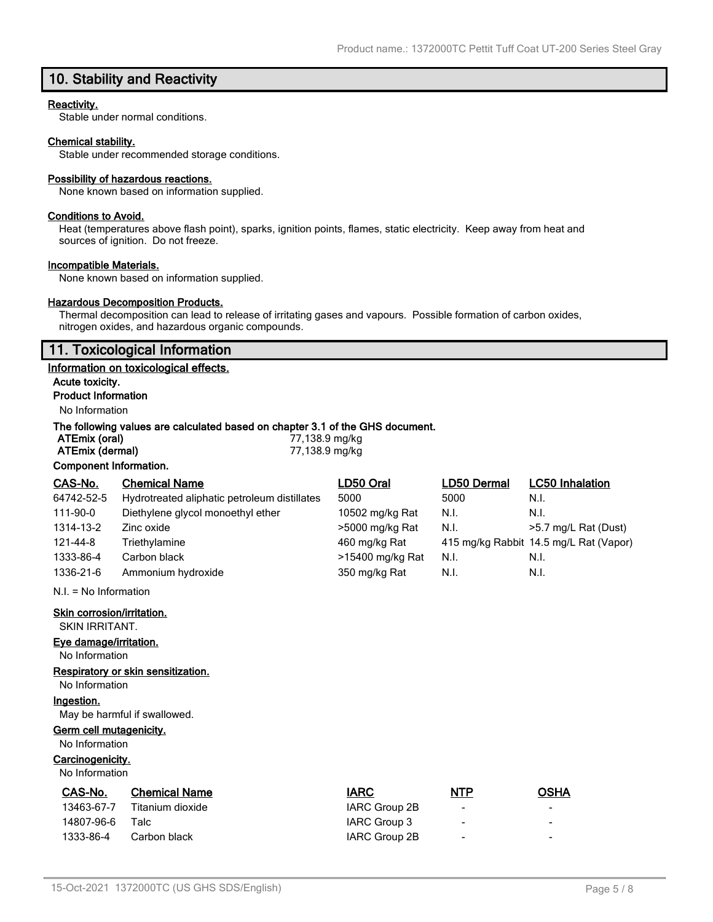## 10. Stability and Reactivity

**Reactivity.**
Stable under normal conditions.

**Chemical stability.**
Stable under recommended storage conditions.

**Possibility of hazardous reactions.**
None known based on information supplied.

**Conditions to Avoid.**
Heat (temperatures above flash point), sparks, ignition points, flames, static electricity. Keep away from heat and sources of ignition. Do not freeze.

**Incompatible Materials.**
None known based on information supplied.

**Hazardous Decomposition Products.**
Thermal decomposition can lead to release of irritating gases and vapours. Possible formation of carbon oxides, nitrogen oxides, and hazardous organic compounds.

## 11. Toxicological Information

**Information on toxicological effects.**

**Acute toxicity.**

**Product Information**

No Information

**The following values are calculated based on chapter 3.1 of the GHS document.**

| | |
|---|---|
| **ATEmix (oral)** | 77,138.9 mg/kg |
| **ATEmix (dermal)** | 77,138.9 mg/kg |

**Component Information.**

| CAS-No. | Chemical Name | LD50 Oral | LD50 Dermal | LC50 Inhalation |
|---|---|---|---|---|
| 64742-52-5 | Hydrotreated aliphatic petroleum distillates | 5000 | 5000 | N.I. |
| 111-90-0 | Diethylene glycol monoethyl ether | 10502 mg/kg Rat | N.I. | N.I. |
| 1314-13-2 | Zinc oxide | >5000 mg/kg Rat | N.I. | >5.7 mg/L Rat (Dust) |
| 121-44-8 | Triethylamine | 460 mg/kg Rat | 415 mg/kg Rabbit | 14.5 mg/L Rat (Vapor) |
| 1333-86-4 | Carbon black | >15400 mg/kg Rat | N.I. | N.I. |
| 1336-21-6 | Ammonium hydroxide | 350 mg/kg Rat | N.I. | N.I. |

N.I. = No Information

**Skin corrosion/irritation.**
SKIN IRRITANT.

**Eye damage/irritation.**
No Information

**Respiratory or skin sensitization.**
No Information

**Ingestion.**
May be harmful if swallowed.

**Germ cell mutagenicity.**
No Information

**Carcinogenicity.**
No Information

| CAS-No. | Chemical Name | IARC | NTP | OSHA |
|---|---|---|---|---|
| 13463-67-7 | Titanium dioxide | IARC Group 2B | - | - |
| 14807-96-6 | Talc | IARC Group 3 | - | - |
| 1333-86-4 | Carbon black | IARC Group 2B | - | - |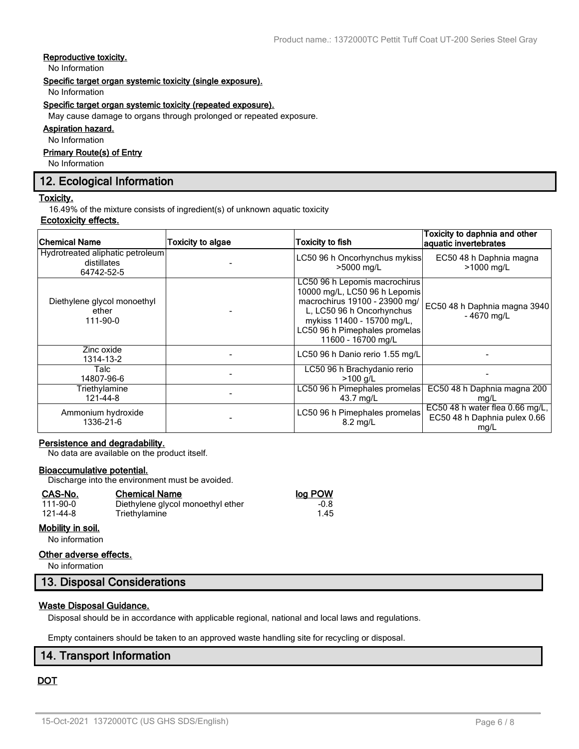**Reproductive toxicity.**

No Information

**Specific target organ systemic toxicity (single exposure).**

No Information

**Specific target organ systemic toxicity (repeated exposure).**

May cause damage to organs through prolonged or repeated exposure.

**Aspiration hazard.**

No Information

**Primary Route(s) of Entry**

No Information

## 12. Ecological Information

**Toxicity.**

16.49% of the mixture consists of ingredient(s) of unknown aquatic toxicity

**Ecotoxicity effects.**

| Chemical Name | Toxicity to algae | Toxicity to fish | Toxicity to daphnia and other aquatic invertebrates |
|---|---|---|---|
| Hydrotreated aliphatic petroleum distillates 64742-52-5 | - | LC50 96 h Oncorhynchus mykiss >5000 mg/L | EC50 48 h Daphnia magna >1000 mg/L |
| Diethylene glycol monoethyl ether 111-90-0 | - | LC50 96 h Lepomis macrochirus 10000 mg/L, LC50 96 h Lepomis macrochirus 19100 - 23900 mg/L, LC50 96 h Oncorhynchus mykiss 11400 - 15700 mg/L, LC50 96 h Pimephales promelas 11600 - 16700 mg/L | EC50 48 h Daphnia magna 3940 - 4670 mg/L |
| Zinc oxide 1314-13-2 | - | LC50 96 h Danio rerio 1.55 mg/L | - |
| Talc 14807-96-6 | - | LC50 96 h Brachydanio rerio >100 g/L | - |
| Triethylamine 121-44-8 | - | LC50 96 h Pimephales promelas 43.7 mg/L | EC50 48 h Daphnia magna 200 mg/L |
| Ammonium hydroxide 1336-21-6 | - | LC50 96 h Pimephales promelas 8.2 mg/L | EC50 48 h water flea 0.66 mg/L, EC50 48 h Daphnia pulex 0.66 mg/L |

**Persistence and degradability.**

No data are available on the product itself.

**Bioaccumulative potential.**

Discharge into the environment must be avoided.

| CAS-No. | Chemical Name | log POW |
|---|---|---|
| 111-90-0 | Diethylene glycol monoethyl ether | -0.8 |
| 121-44-8 | Triethylamine | 1.45 |

**Mobility in soil.**

No information

**Other adverse effects.**

No information

## 13. Disposal Considerations

**Waste Disposal Guidance.**

Disposal should be in accordance with applicable regional, national and local laws and regulations.

Empty containers should be taken to an approved waste handling site for recycling or disposal.

## 14. Transport Information

**DOT**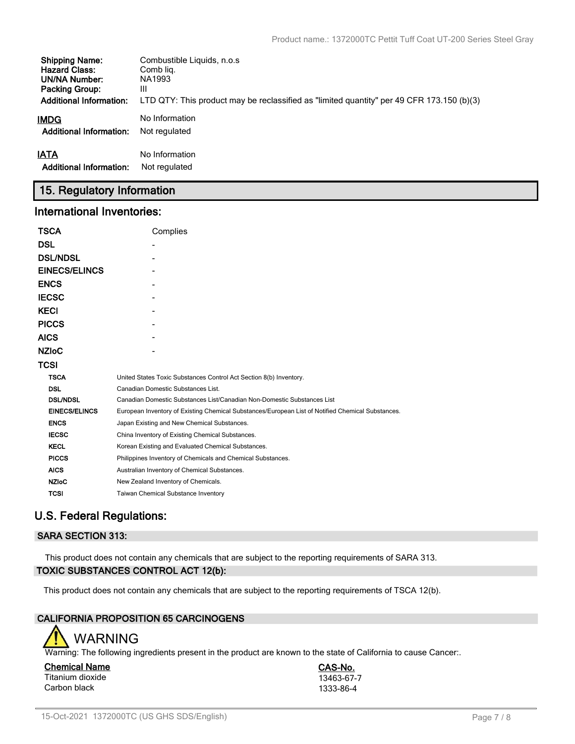| | |
|---|---|
| **Shipping Name:** | Combustible Liquids, n.o.s |
| **Hazard Class:** | Comb liq. |
| **UN/NA Number:** | NA1993 |
| **Packing Group:** | III |
| **Additional Information:** | LTD QTY: This product may be reclassified as "limited quantity" per 49 CFR 173.150 (b)(3) |

**IMDG** No Information

**Additional Information:** Not regulated

**IATA** No Information

**Additional Information:** Not regulated

## 15. Regulatory Information

### International Inventories:

| | |
|---|---|
| **TSCA** | Complies |
| **DSL** | - |
| **DSL/NDSL** | - |
| **EINECS/ELINCS** | - |
| **ENCS** | - |
| **IECSC** | - |
| **KECI** | - |
| **PICCS** | - |
| **AICS** | - |
| **NZIoC** | - |
| **TCSI** | |

| | |
|---|---|
| **TSCA** | United States Toxic Substances Control Act Section 8(b) Inventory. |
| **DSL** | Canadian Domestic Substances List. |
| **DSL/NDSL** | Canadian Domestic Substances List/Canadian Non-Domestic Substances List |
| **EINECS/ELINCS** | European Inventory of Existing Chemical Substances/European List of Notified Chemical Substances. |
| **ENCS** | Japan Existing and New Chemical Substances. |
| **IECSC** | China Inventory of Existing Chemical Substances. |
| **KECL** | Korean Existing and Evaluated Chemical Substances. |
| **PICCS** | Philippines Inventory of Chemicals and Chemical Substances. |
| **AICS** | Australian Inventory of Chemical Substances. |
| **NZIoC** | New Zealand Inventory of Chemicals. |
| **TCSI** | Taiwan Chemical Substance Inventory |

### U.S. Federal Regulations:

**SARA SECTION 313:**

This product does not contain any chemicals that are subject to the reporting requirements of SARA 313.

**TOXIC SUBSTANCES CONTROL ACT 12(b):**

This product does not contain any chemicals that are subject to the reporting requirements of TSCA 12(b).

**CALIFORNIA PROPOSITION 65 CARCINOGENS**

WARNING

Warning: The following ingredients present in the product are known to the state of California to cause Cancer:.

| Chemical Name | CAS-No. |
|---|---|
| Titanium dioxide | 13463-67-7 |
| Carbon black | 1333-86-4 |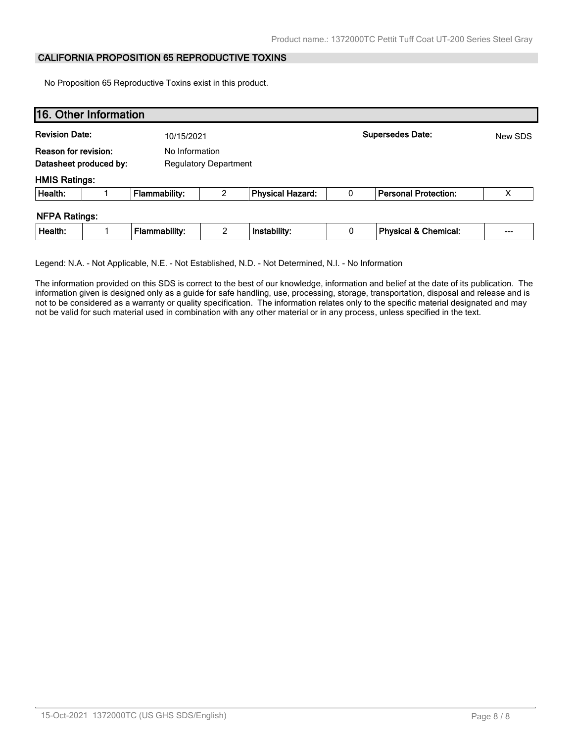### CALIFORNIA PROPOSITION 65 REPRODUCTIVE TOXINS

No Proposition 65 Reproductive Toxins exist in this product.

## 16. Other Information

**Revision Date:** 10/15/2021 **Supersedes Date:** New SDS

**Reason for revision:** No Information

**Datasheet produced by:** Regulatory Department

**HMIS Ratings:**

| | | | | | | | |
|---|---|---|---|---|---|---|---|
| **Health:** | 1 | **Flammability:** | 2 | **Physical Hazard:** | 0 | **Personal Protection:** | X |

**NFPA Ratings:**

| | | | | | | | |
|---|---|---|---|---|---|---|---|
| **Health:** | 1 | **Flammability:** | 2 | **Instability:** | 0 | **Physical & Chemical:** | --- |

Legend: N.A. - Not Applicable, N.E. - Not Established, N.D. - Not Determined, N.I. - No Information

The information provided on this SDS is correct to the best of our knowledge, information and belief at the date of its publication. The information given is designed only as a guide for safe handling, use, processing, storage, transportation, disposal and release and is not to be considered as a warranty or quality specification. The information relates only to the specific material designated and may not be valid for such material used in combination with any other material or in any process, unless specified in the text.